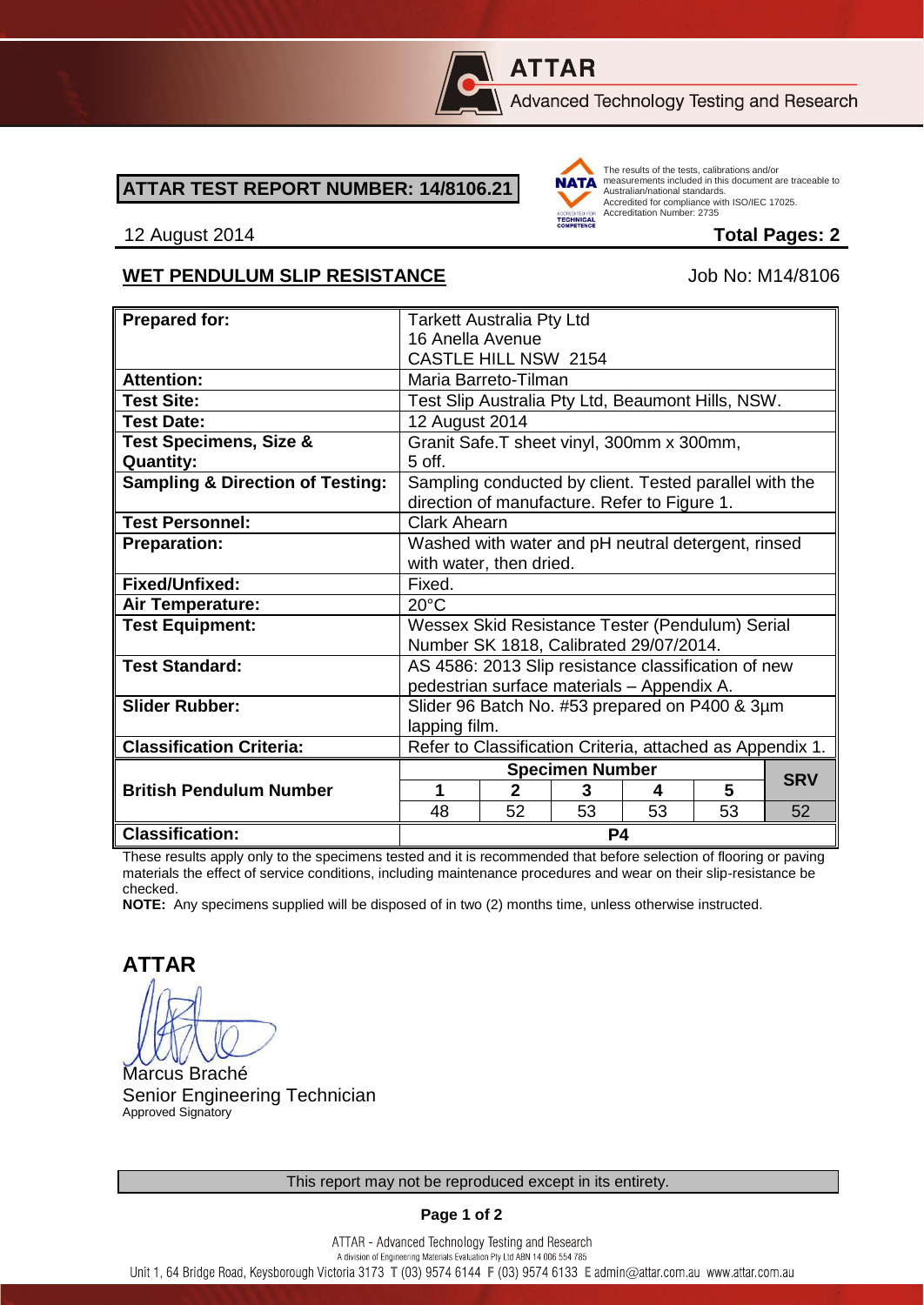**ATTAR**

Advanced Technology Testing and Research

**ATTAR TEST REPORT NUMBER: 14/8106.21**

The results of the tests, calibrations and/or measurements included in this document are traceable to Australian/national standards. Accredited for compliance with ISO/IEC 17025. Accreditation Number: 2735

12 August 2014 **Total Pages: 2**

**WET PENDULUM SLIP RESISTANCE** Job No: M14/8106

| **Prepared for:** | Tarkett Australia Pty Ltd<br>16 Anella Avenue<br>CASTLE HILL NSW 2154 | | | | | |
|---|---|---|---|---|---|---|
| **Attention:** | Maria Barreto-Tilman | | | | | |
| **Test Site:** | Test Slip Australia Pty Ltd, Beaumont Hills, NSW. | | | | | |
| **Test Date:** | 12 August 2014 | | | | | |
| **Test Specimens, Size & Quantity:** | Granit Safe.T sheet vinyl, 300mm x 300mm, 5 off. | | | | | |
| **Sampling & Direction of Testing:** | Sampling conducted by client. Tested parallel with the direction of manufacture. Refer to Figure 1. | | | | | |
| **Test Personnel:** | Clark Ahearn | | | | | |
| **Preparation:** | Washed with water and pH neutral detergent, rinsed with water, then dried. | | | | | |
| **Fixed/Unfixed:** | Fixed. | | | | | |
| **Air Temperature:** | 20°C | | | | | |
| **Test Equipment:** | Wessex Skid Resistance Tester (Pendulum) Serial Number SK 1818, Calibrated 29/07/2014. | | | | | |
| **Test Standard:** | AS 4586: 2013 Slip resistance classification of new pedestrian surface materials – Appendix A. | | | | | |
| **Slider Rubber:** | Slider 96 Batch No. #53 prepared on P400 & 3µm lapping film. | | | | | |
| **Classification Criteria:** | Refer to Classification Criteria, attached as Appendix 1. | | | | | |
| **British Pendulum Number** | **Specimen Number** | | | | | **SRV** |
| | **1** | **2** | **3** | **4** | **5** | |
| | 48 | 52 | 53 | 53 | 53 | 52 |
| **Classification:** | **P4** | | | | | |

These results apply only to the specimens tested and it is recommended that before selection of flooring or paving materials the effect of service conditions, including maintenance procedures and wear on their slip-resistance be checked.

**NOTE:** Any specimens supplied will be disposed of in two (2) months time, unless otherwise instructed.

**ATTAR**

Marcus Braché
Senior Engineering Technician
Approved Signatory

This report may not be reproduced except in its entirety.

ATTAR - Advanced Technology Testing and Research
A division of Engineering Materials Evaluation Pty Ltd ABN 14 006 554 785
Unit 1, 64 Bridge Road, Keysborough Victoria 3173 T (03) 9574 6144 F (03) 9574 6133 E admin@attar.com.au www.attar.com.au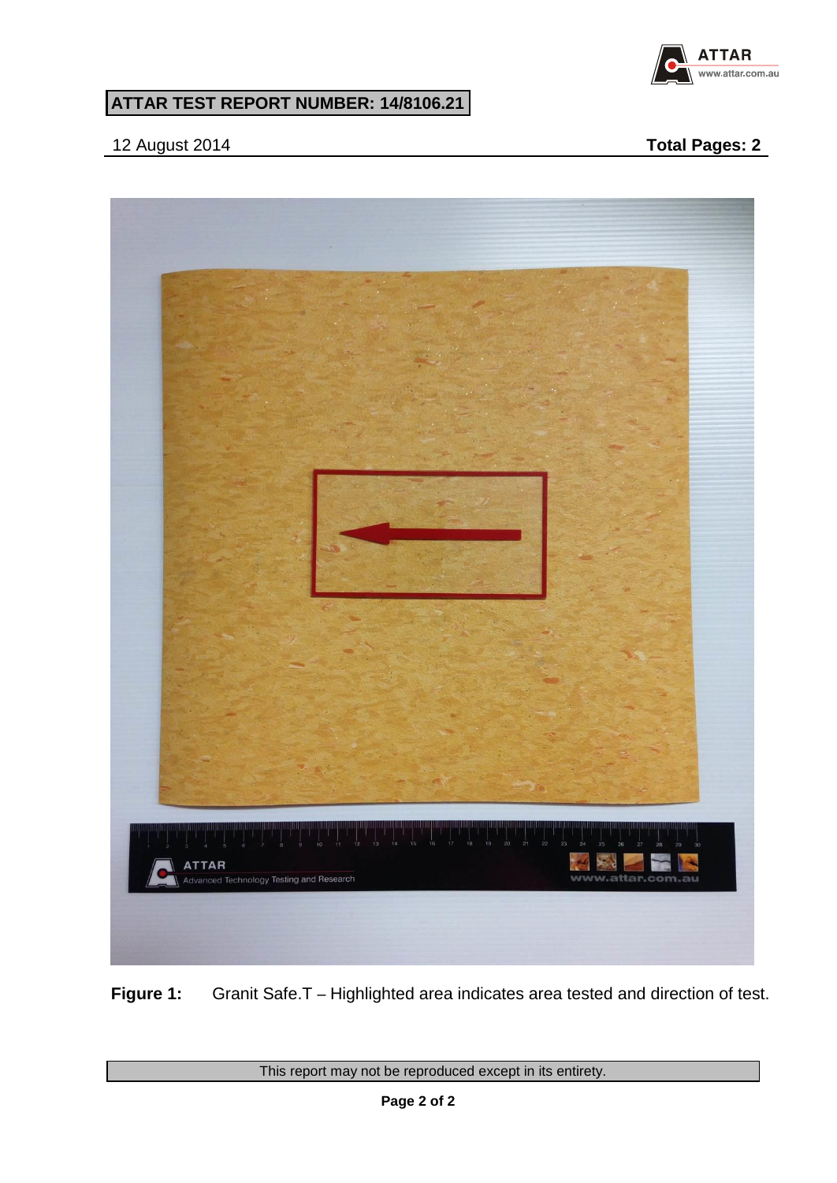**ATTAR TEST REPORT NUMBER: 14/8106.21**

12 August 2014 **Total Pages: 2**

**Figure 1:** Granit Safe.T – Highlighted area indicates area tested and direction of test.

This report may not be reproduced except in its entirety.